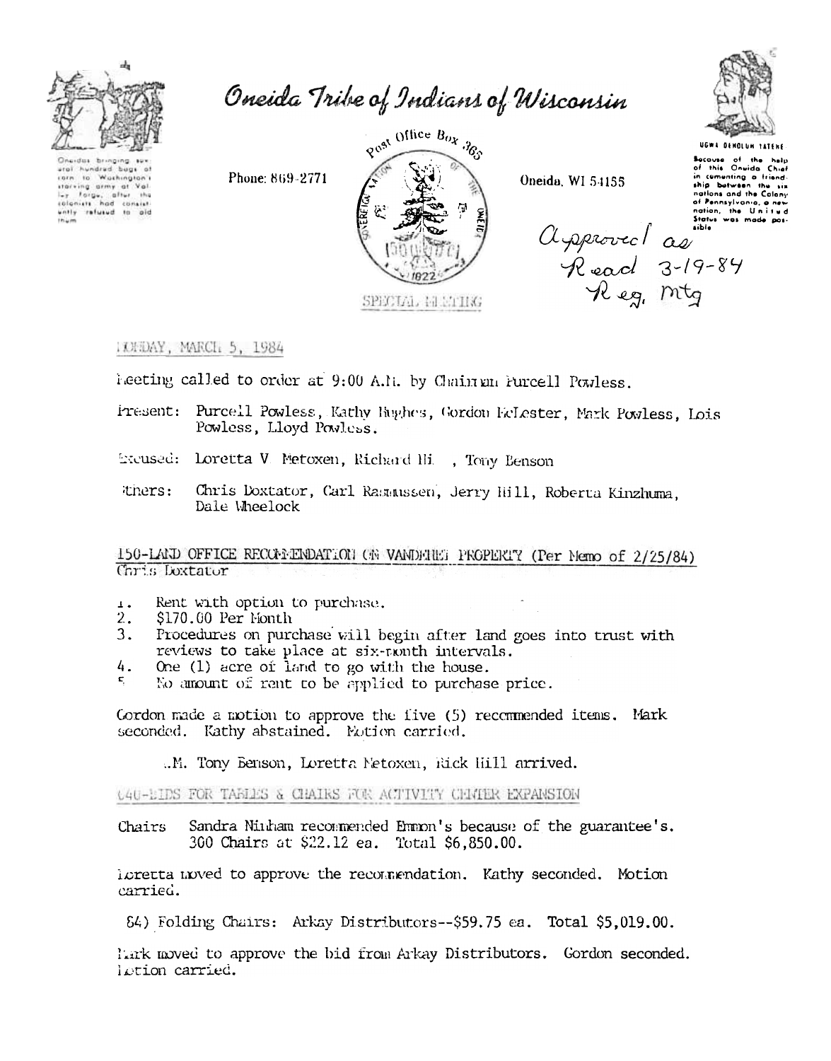# Oneida Tribe of Indians of Wisconsin

Oneidas bringing several hundred bags of corn to Washington's starving army at Valley Forge, after the colonists had consistently refused to aid them.

Phone: 869-2771

Post Office Box 365

Oneida, WI 54155

UGWA DEHOLUN YATEHE

Because of the help of this Oneida Chief in cementing a friendship between the six nations and the Colony of Pennsylvania, a new nation, the United States was made possible.

Approved as Read 3-19-84 Reg. Mtg

SPECIAL MEETING

MONDAY, MARCH 5, 1984

Meeting called to order at 9:00 A.M. by Chairman Purcell Powless.

Present: Purcell Powless, Kathy Hughes, Gordon McLester, Mark Powless, Lois Powless, Lloyd Powless.

Excused: Loretta V. Metoxen, Richard Hi , Tony Benson

Others: Chris Doxtator, Carl Rasmussen, Jerry Hill, Roberta Kinzhuma, Dale Wheelock

150-LAND OFFICE RECOMMENDATION ON VANDEHEI PROPERTY (Per Memo of 2/25/84)
Chris Doxtator

1. Rent with option to purchase.
2. $170.00 Per Month
3. Procedures on purchase will begin after land goes into trust with reviews to take place at six-month intervals.
4. One (1) acre of land to go with the house.
5. No amount of rent to be applied to purchase price.

Gordon made a motion to approve the five (5) recommended items. Mark seconded. Kathy abstained. Motion carried.

A.M. Tony Benson, Loretta Metoxen, Rick Hill arrived.

040-BIDS FOR TABLES & CHAIRS FOR ACTIVITY CENTER EXPANSION

Chairs Sandra Ninham recommended Emmon's because of the guarantee's. 300 Chairs at $22.12 ea. Total $6,850.00.

Loretta moved to approve the recommendation. Kathy seconded. Motion carried.

84) Folding Chairs: Arkay Distributors--$59.75 ea. Total $5,019.00.

Mark moved to approve the bid from Arkay Distributors. Gordon seconded. Motion carried.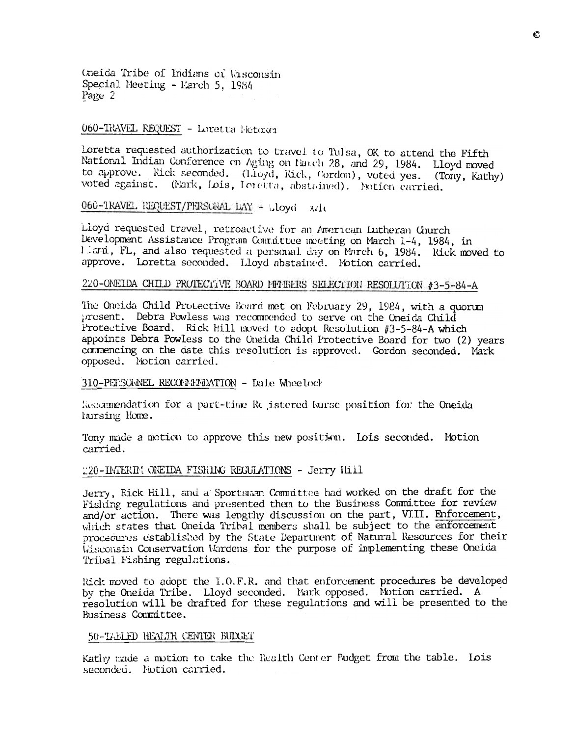Oneida Tribe of Indians of Wisconsin
Special Meeting - March 5, 1984
Page 2

060-TRAVEL REQUEST - Loretta Metoxen

Loretta requested authorization to travel to Tulsa, OK to attend the Fifth National Indian Conference on Aging on March 28, and 29, 1984. Lloyd moved to approve. Rick seconded. (Lloyd, Rick, Gordon), voted yes. (Tony, Kathy) voted against. (Mark, Lois, Loretta, abstained). Motion carried.

060-TRAVEL REQUEST/PERSONAL DAY - Lloyd Wil

Lloyd requested travel, retroactive for an American Lutheran Church Development Assistance Program Committee meeting on March 1-4, 1984, in Miami, FL, and also requested a personal day on March 6, 1984. Rick moved to approve. Loretta seconded. Lloyd abstained. Motion carried.

220-ONEIDA CHILD PROTECTIVE BOARD MEMBERS SELECTION RESOLUTION #3-5-84-A

The Oneida Child Protective Board met on February 29, 1984, with a quorum present. Debra Powless was recommended to serve on the Oneida Child Protective Board. Rick Hill moved to adopt Resolution #3-5-84-A which appoints Debra Powless to the Oneida Child Protective Board for two (2) years commencing on the date this resolution is approved. Gordon seconded. Mark opposed. Motion carried.

310-PERSONNEL RECOMMENDATION - Dale Wheelock

Recommendation for a part-time Registered Nurse position for the Oneida Nursing Home.

Tony made a motion to approve this new position. Lois seconded. Motion carried.

220-INTERIM ONEIDA FISHING REGULATIONS - Jerry Hill

Jerry, Rick Hill, and a Sportsman Committee had worked on the draft for the Fishing regulations and presented them to the Business Committee for review and/or action. There was lengthy discussion on the part, VIII. Enforcement, which states that Oneida Tribal members shall be subject to the enforcement procedures established by the State Department of Natural Resources for their Wisconsin Conservation Wardens for the purpose of implementing these Oneida Tribal Fishing regulations.

Rick moved to adopt the I.O.F.R. and that enforcement procedures be developed by the Oneida Tribe. Lloyd seconded. Mark opposed. Motion carried. A resolution will be drafted for these regulations and will be presented to the Business Committee.

50-TABLED HEALTH CENTER BUDGET

Kathy made a motion to take the Health Center Budget from the table. Lois seconded. Motion carried.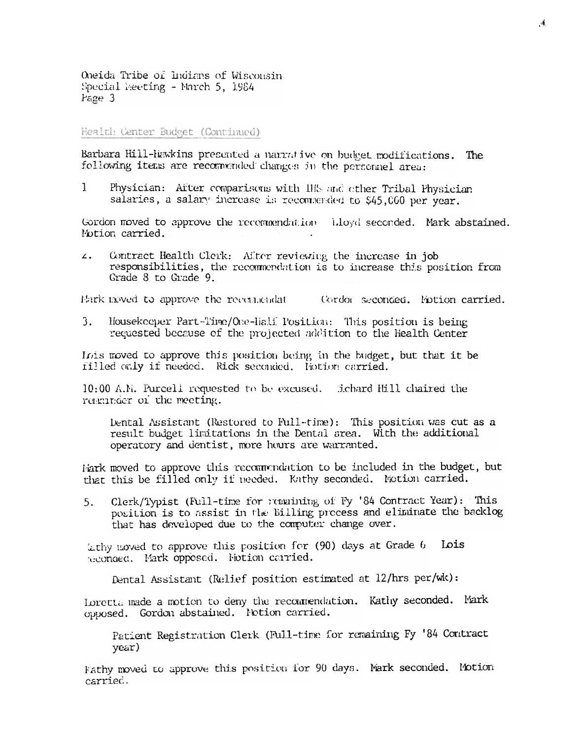Oneida Tribe of Indians of Wisconsin
Special Meeting - March 5, 1984
Page 3

Health Center Budget (Continued)

Barbara Hill-Hawkins presented a narrative on budget modifications. The following items are recommended changes in the personnel area:

1. Physician: After comparisons with IHS and other Tribal Physician salaries, a salary increase is recommended to $45,000 per year.

Gordon moved to approve the recommendation. Lloyd seconded. Mark abstained. Motion carried.

2. Contract Health Clerk: After reviewing the increase in job responsibilities, the recommendation is to increase this position from Grade 8 to Grade 9.

Mark moved to approve the recommendat Gordon seconded. Motion carried.

3. Housekeeper Part-Time/One-Half Position: This position is being requested because of the projected addition to the Health Center

Lois moved to approve this position being in the budget, but that it be filled only if needed. Rick seconded. Motion carried.

10:00 A.M. Purcell requested to be excused. Richard Hill chaired the remainder of the meeting.

Dental Assistant (Restored to Full-time): This position was cut as a result budget limitations in the Dental area. With the additional operatory and dentist, more hours are warranted.

Mark moved to approve this recommendation to be included in the budget, but that this be filled only if needed. Kathy seconded. Motion carried.

5. Clerk/Typist (Full-time for remaining of Fy '84 Contract Year): This position is to assist in the Billing process and eliminate the backlog that has developed due to the computer change over.

Kathy moved to approve this position for (90) days at Grade 6 Lois seconded. Mark opposed. Motion carried.

Dental Assistant (Relief position estimated at 12/hrs per/wk):

Loretta made a motion to deny the recommendation. Kathy seconded. Mark opposed. Gordon abstained. Motion carried.

Patient Registration Clerk (Full-time for remaining Fy '84 Contract year)

Kathy moved to approve this position for 90 days. Mark seconded. Motion carried.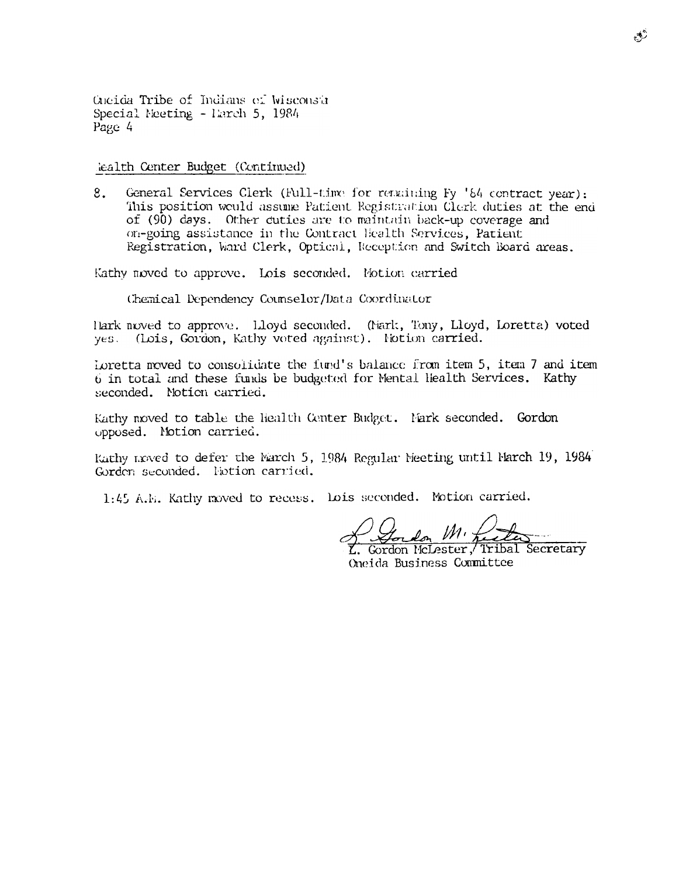Oneida Tribe of Indians of Wisconsin
Special Meeting - March 5, 1984
Page 4

Health Center Budget (Continued)

8. General Services Clerk (Full-time for remaining Fy '84 contract year): This position would assume Patient Registration Clerk duties at the end of (90) days. Other duties are to maintain back-up coverage and on-going assistance in the Contract Health Services, Patient Registration, Ward Clerk, Optical, Reception and Switch Board areas.

Kathy moved to approve. Lois seconded. Motion carried

Chemical Dependency Counselor/Data Coordinator

Mark moved to approve. Lloyd seconded. (Mark, Tony, Lloyd, Loretta) voted yes. (Lois, Gordon, Kathy voted against). Motion carried.

Loretta moved to consolidate the fund's balance from item 5, item 7 and item 6 in total and these funds be budgeted for Mental Health Services. Kathy seconded. Motion carried.

Kathy moved to table the Health Center Budget. Mark seconded. Gordon opposed. Motion carried.

Kathy moved to defer the March 5, 1984 Regular Meeting until March 19, 1984 Gordon seconded. Motion carried.

1:45 A.M. Kathy moved to recess. Lois seconded. Motion carried.

L. Gordon McLester, Tribal Secretary
Oneida Business Committee